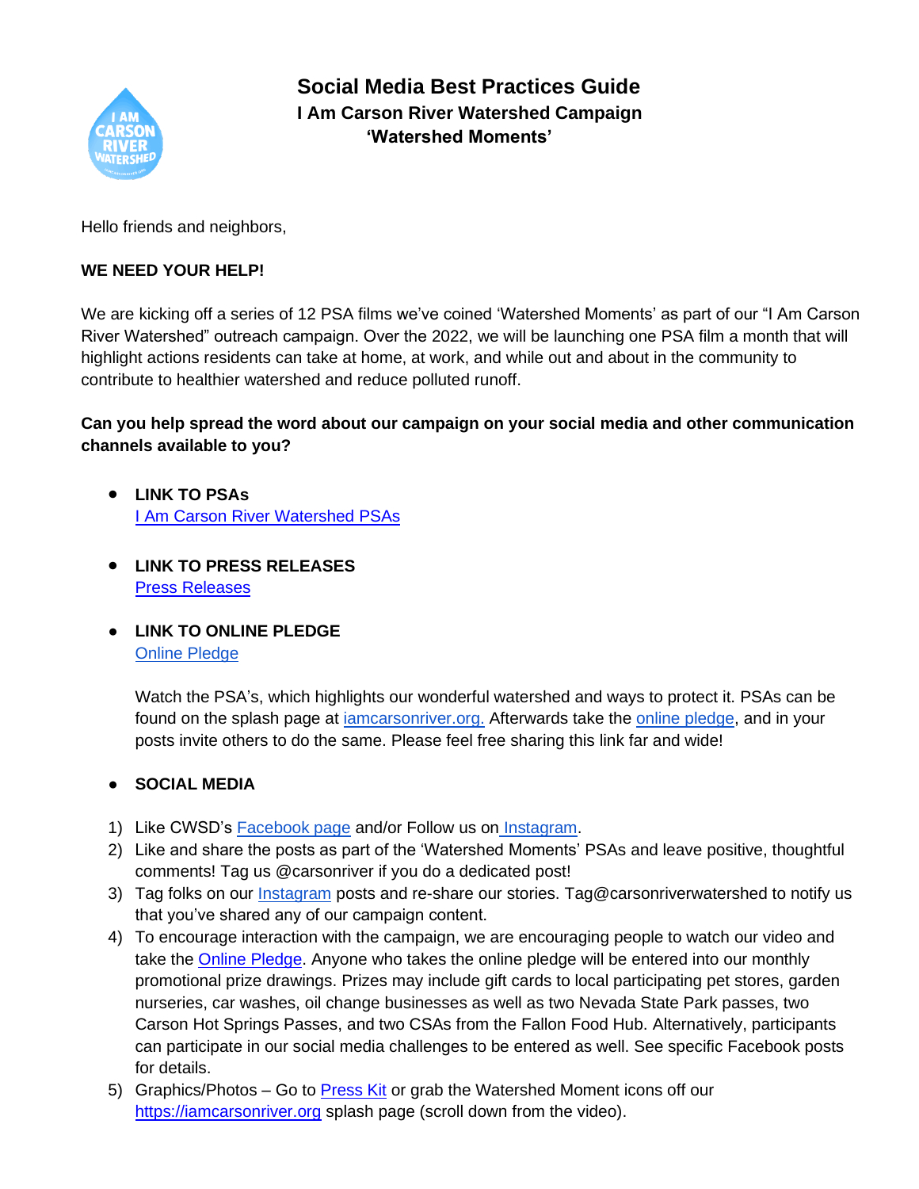# Social Media Best Practices Guide

## I Am Carson River Watershed Campaign

## 'Watershed Moments'

Hello friends and neighbors,

**WE NEED YOUR HELP!**

We are kicking off a series of 12 PSA films we've coined 'Watershed Moments' as part of our "I Am Carson River Watershed" outreach campaign. Over the 2022, we will be launching one PSA film a month that will highlight actions residents can take at home, at work, and while out and about in the community to contribute to healthier watershed and reduce polluted runoff.

**Can you help spread the word about our campaign on your social media and other communication channels available to you?**

- **LINK TO PSAs**
  I Am Carson River Watershed PSAs

- **LINK TO PRESS RELEASES**
  Press Releases

- **LINK TO ONLINE PLEDGE**
  Online Pledge

  Watch the PSA's, which highlights our wonderful watershed and ways to protect it. PSAs can be found on the splash page at iamcarsonriver.org. Afterwards take the online pledge, and in your posts invite others to do the same. Please feel free sharing this link far and wide!

- **SOCIAL MEDIA**

1) Like CWSD's Facebook page and/or Follow us on Instagram.
2) Like and share the posts as part of the 'Watershed Moments' PSAs and leave positive, thoughtful comments! Tag us @carsonriver if you do a dedicated post!
3) Tag folks on our Instagram posts and re-share our stories. Tag@carsonriverwatershed to notify us that you've shared any of our campaign content.
4) To encourage interaction with the campaign, we are encouraging people to watch our video and take the Online Pledge. Anyone who takes the online pledge will be entered into our monthly promotional prize drawings. Prizes may include gift cards to local participating pet stores, garden nurseries, car washes, oil change businesses as well as two Nevada State Park passes, two Carson Hot Springs Passes, and two CSAs from the Fallon Food Hub. Alternatively, participants can participate in our social media challenges to be entered as well. See specific Facebook posts for details.
5) Graphics/Photos – Go to Press Kit or grab the Watershed Moment icons off our https://iamcarsonriver.org splash page (scroll down from the video).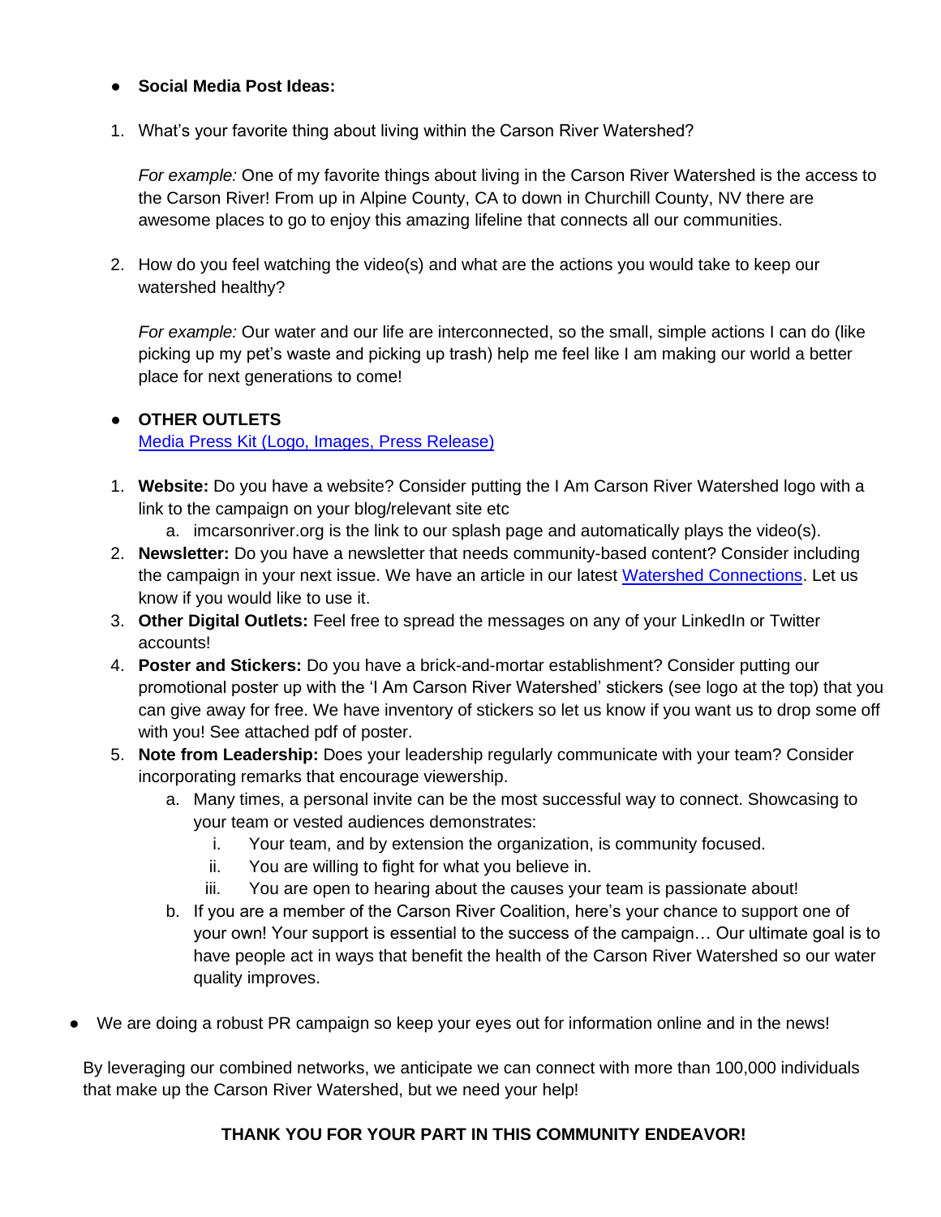- **Social Media Post Ideas:**

1. What's your favorite thing about living within the Carson River Watershed?

   *For example:* One of my favorite things about living in the Carson River Watershed is the access to the Carson River! From up in Alpine County, CA to down in Churchill County, NV there are awesome places to go to enjoy this amazing lifeline that connects all our communities.

2. How do you feel watching the video(s) and what are the actions you would take to keep our watershed healthy?

   *For example:* Our water and our life are interconnected, so the small, simple actions I can do (like picking up my pet's waste and picking up trash) help me feel like I am making our world a better place for next generations to come!

- **OTHER OUTLETS**
  [Media Press Kit (Logo, Images, Press Release)]()

1. **Website:** Do you have a website? Consider putting the I Am Carson River Watershed logo with a link to the campaign on your blog/relevant site etc
   a. imcarsonriver.org is the link to our splash page and automatically plays the video(s).
2. **Newsletter:** Do you have a newsletter that needs community-based content? Consider including the campaign in your next issue. We have an article in our latest [Watershed Connections](). Let us know if you would like to use it.
3. **Other Digital Outlets:** Feel free to spread the messages on any of your LinkedIn or Twitter accounts!
4. **Poster and Stickers:** Do you have a brick-and-mortar establishment? Consider putting our promotional poster up with the 'I Am Carson River Watershed' stickers (see logo at the top) that you can give away for free. We have inventory of stickers so let us know if you want us to drop some off with you! See attached pdf of poster.
5. **Note from Leadership:** Does your leadership regularly communicate with your team? Consider incorporating remarks that encourage viewership.
   a. Many times, a personal invite can be the most successful way to connect. Showcasing to your team or vested audiences demonstrates:
      i. Your team, and by extension the organization, is community focused.
      ii. You are willing to fight for what you believe in.
      iii. You are open to hearing about the causes your team is passionate about!
   b. If you are a member of the Carson River Coalition, here's your chance to support one of your own! Your support is essential to the success of the campaign… Our ultimate goal is to have people act in ways that benefit the health of the Carson River Watershed so our water quality improves.

- We are doing a robust PR campaign so keep your eyes out for information online and in the news!

By leveraging our combined networks, we anticipate we can connect with more than 100,000 individuals that make up the Carson River Watershed, but we need your help!

**THANK YOU FOR YOUR PART IN THIS COMMUNITY ENDEAVOR!**